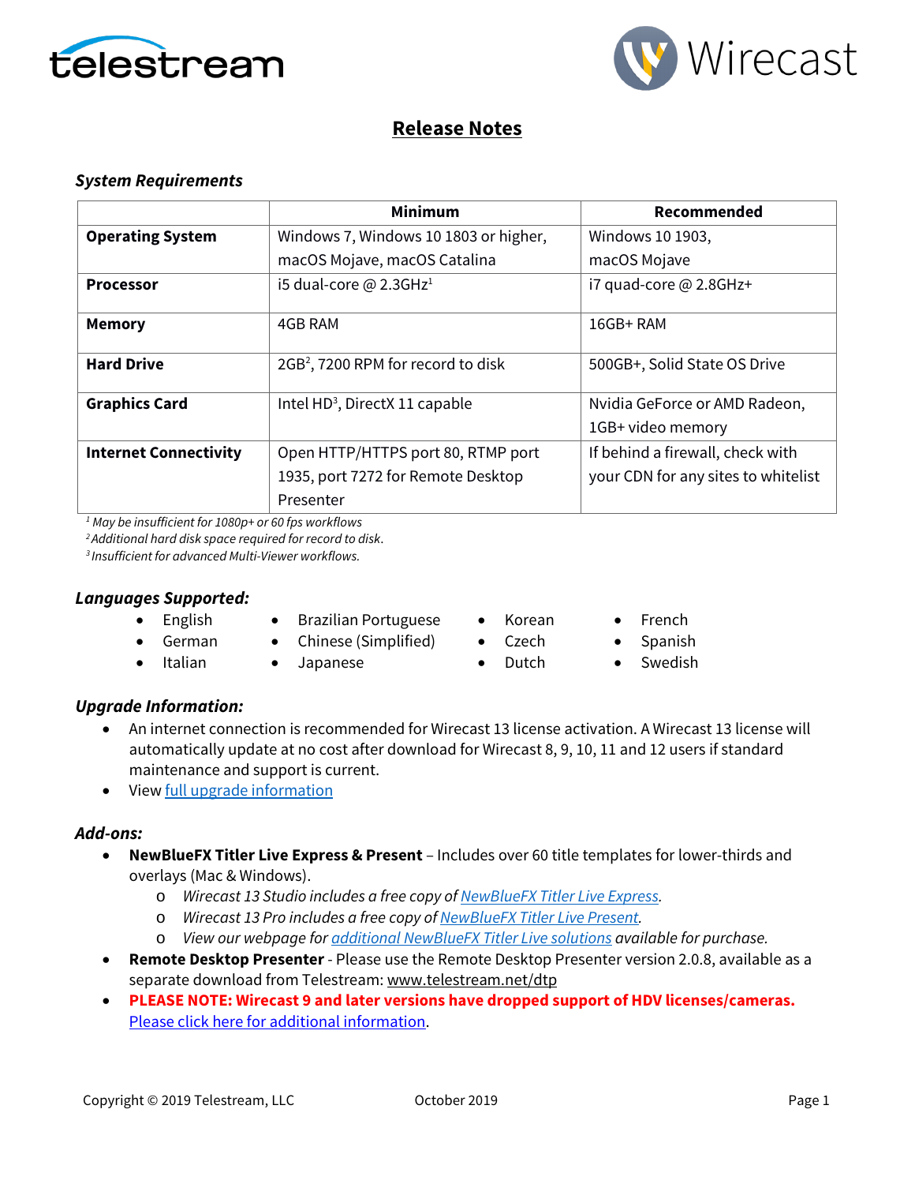# Release Notes

### *System Requirements*

| | Minimum | Recommended |
|---|---|---|
| **Operating System** | Windows 7, Windows 10 1803 or higher, macOS Mojave, macOS Catalina | Windows 10 1903, macOS Mojave |
| **Processor** | i5 dual-core @ 2.3GHz[1] | i7 quad-core @ 2.8GHz+ |
| **Memory** | 4GB RAM | 16GB+ RAM |
| **Hard Drive** | 2GB[2], 7200 RPM for record to disk | 500GB+, Solid State OS Drive |
| **Graphics Card** | Intel HD[3], DirectX 11 capable | Nvidia GeForce or AMD Radeon, 1GB+ video memory |
| **Internet Connectivity** | Open HTTP/HTTPS port 80, RTMP port 1935, port 7272 for Remote Desktop Presenter | If behind a firewall, check with your CDN for any sites to whitelist |

*[1] May be insufficient for 1080p+ or 60 fps workflows*
*[2] Additional hard disk space required for record to disk.*
*[3] Insufficient for advanced Multi-Viewer workflows.*

### *Languages Supported:*

- English
- German
- Italian
- Brazilian Portuguese
- Chinese (Simplified)
- Japanese
- Korean
- Czech
- Dutch
- French
- Spanish
- Swedish

### *Upgrade Information:*

- An internet connection is recommended for Wirecast 13 license activation. A Wirecast 13 license will automatically update at no cost after download for Wirecast 8, 9, 10, 11 and 12 users if standard maintenance and support is current.
- View full upgrade information

### *Add-ons:*

- **NewBlueFX Titler Live Express & Present** – Includes over 60 title templates for lower-thirds and overlays (Mac & Windows).
    - *Wirecast 13 Studio includes a free copy of NewBlueFX Titler Live Express.*
    - *Wirecast 13 Pro includes a free copy of NewBlueFX Titler Live Present.*
    - *View our webpage for additional NewBlueFX Titler Live solutions available for purchase.*
- **Remote Desktop Presenter** - Please use the Remote Desktop Presenter version 2.0.8, available as a separate download from Telestream: www.telestream.net/dtp
- **PLEASE NOTE: Wirecast 9 and later versions have dropped support of HDV licenses/cameras.** Please click here for additional information.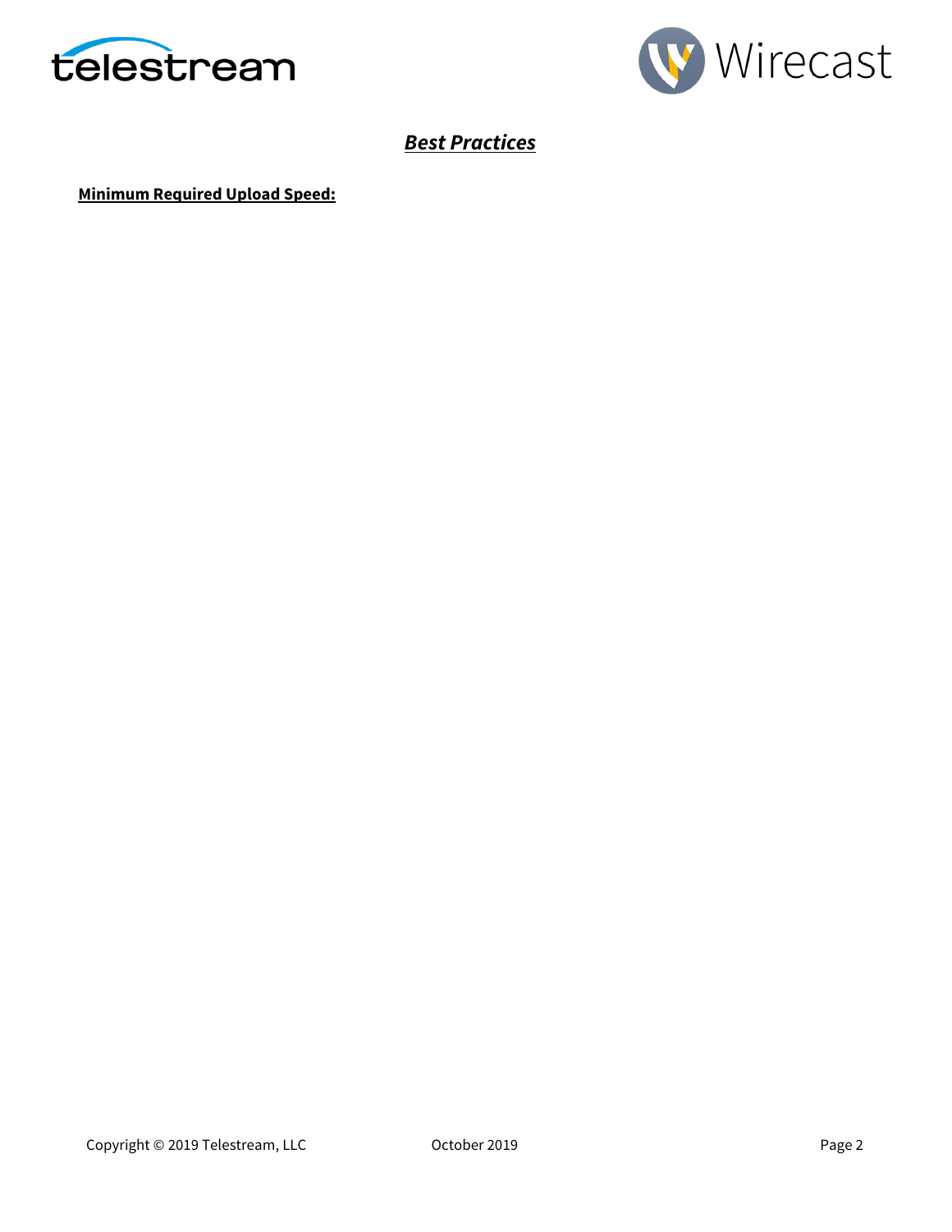## ***Best Practices***

**Minimum Required Upload Speed:**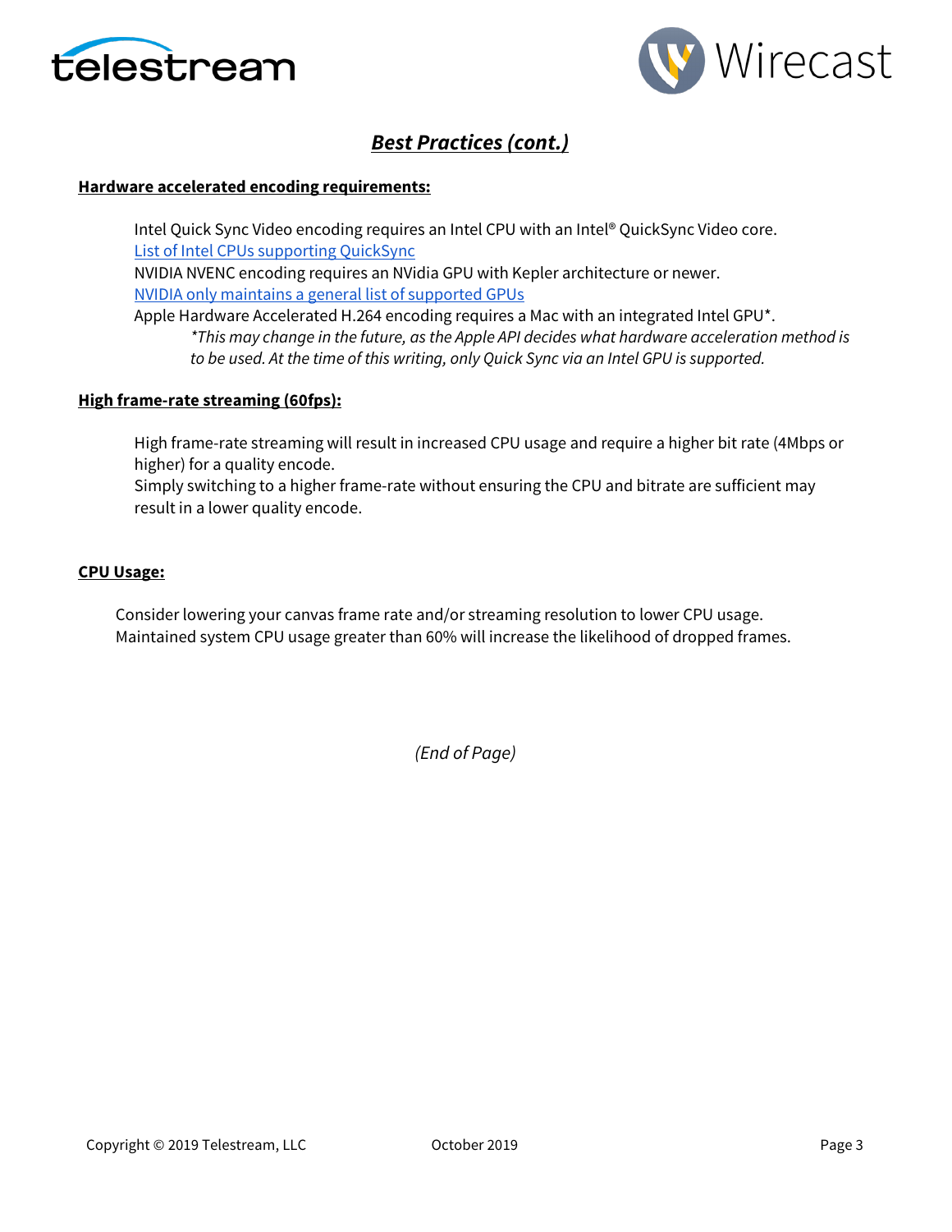## *Best Practices (cont.)*

**Hardware accelerated encoding requirements:**

Intel Quick Sync Video encoding requires an Intel CPU with an Intel® QuickSync Video core.
List of Intel CPUs supporting QuickSync
NVIDIA NVENC encoding requires an NVidia GPU with Kepler architecture or newer.
NVIDIA only maintains a general list of supported GPUs
Apple Hardware Accelerated H.264 encoding requires a Mac with an integrated Intel GPU*.

*\*This may change in the future, as the Apple API decides what hardware acceleration method is to be used. At the time of this writing, only Quick Sync via an Intel GPU is supported.*

**High frame-rate streaming (60fps):**

High frame-rate streaming will result in increased CPU usage and require a higher bit rate (4Mbps or higher) for a quality encode.
Simply switching to a higher frame-rate without ensuring the CPU and bitrate are sufficient may result in a lower quality encode.

**CPU Usage:**

Consider lowering your canvas frame rate and/or streaming resolution to lower CPU usage.
Maintained system CPU usage greater than 60% will increase the likelihood of dropped frames.

*(End of Page)*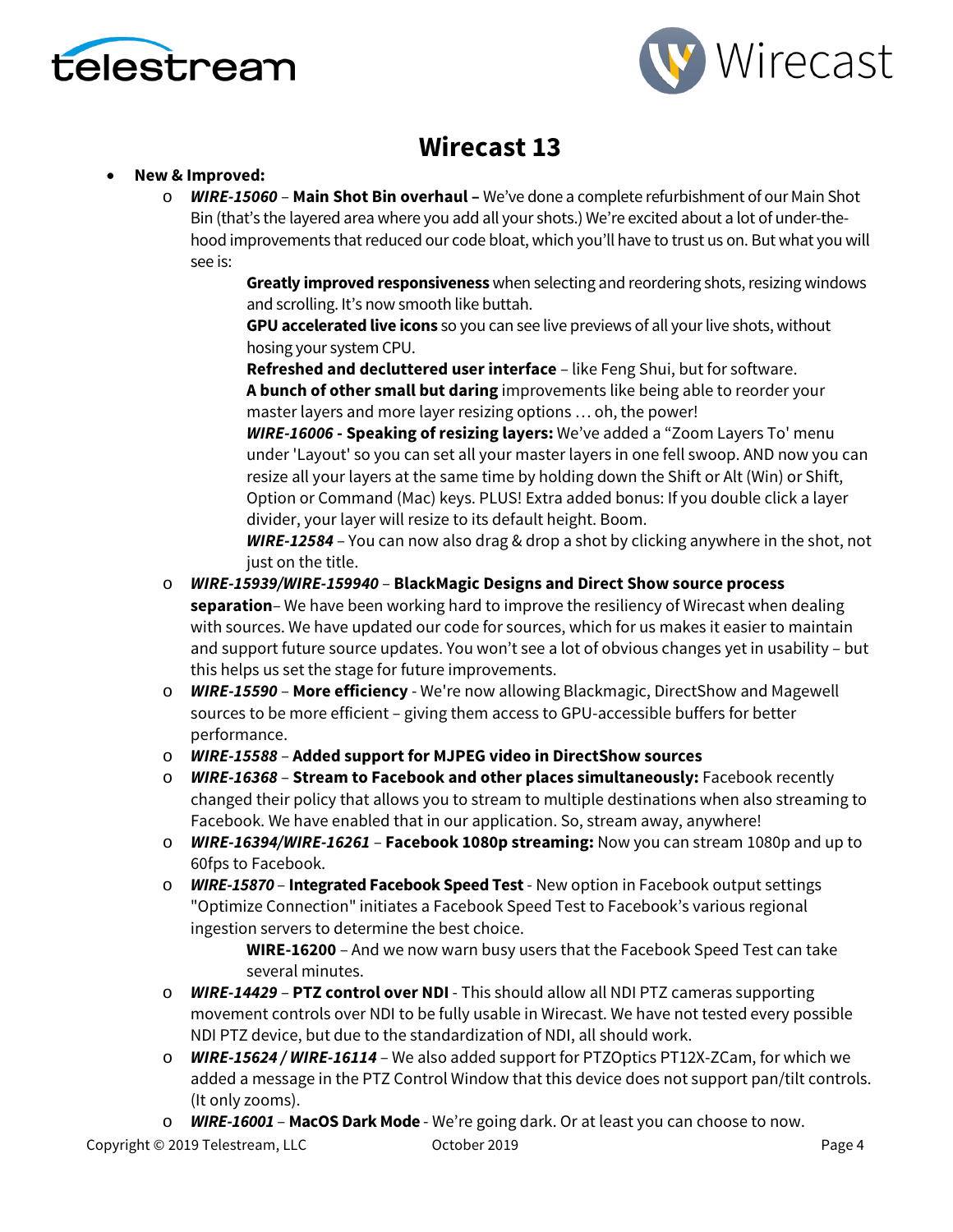# Wirecast 13

- **New & Improved:**
  - ***WIRE-15060*** – **Main Shot Bin overhaul –** We've done a complete refurbishment of our Main Shot Bin (that's the layered area where you add all your shots.) We're excited about a lot of under-the-hood improvements that reduced our code bloat, which you'll have to trust us on. But what you will see is:
    - **Greatly improved responsiveness** when selecting and reordering shots, resizing windows and scrolling. It's now smooth like buttah.
    - **GPU accelerated live icons** so you can see live previews of all your live shots, without hosing your system CPU.
    - **Refreshed and decluttered user interface** – like Feng Shui, but for software.
    - **A bunch of other small but daring** improvements like being able to reorder your master layers and more layer resizing options … oh, the power!
    - ***WIRE-16006*** **- Speaking of resizing layers:** We've added a "Zoom Layers To' menu under 'Layout' so you can set all your master layers in one fell swoop. AND now you can resize all your layers at the same time by holding down the Shift or Alt (Win) or Shift, Option or Command (Mac) keys. PLUS! Extra added bonus: If you double click a layer divider, your layer will resize to its default height. Boom.
    - ***WIRE-12584*** – You can now also drag & drop a shot by clicking anywhere in the shot, not just on the title.
  - ***WIRE-15939/WIRE-159940*** – **BlackMagic Designs and Direct Show source process separation**– We have been working hard to improve the resiliency of Wirecast when dealing with sources. We have updated our code for sources, which for us makes it easier to maintain and support future source updates. You won't see a lot of obvious changes yet in usability – but this helps us set the stage for future improvements.
  - ***WIRE-15590*** – **More efficiency** - We're now allowing Blackmagic, DirectShow and Magewell sources to be more efficient – giving them access to GPU-accessible buffers for better performance.
  - ***WIRE-15588*** – **Added support for MJPEG video in DirectShow sources**
  - ***WIRE-16368*** – **Stream to Facebook and other places simultaneously:** Facebook recently changed their policy that allows you to stream to multiple destinations when also streaming to Facebook. We have enabled that in our application. So, stream away, anywhere!
  - ***WIRE-16394/WIRE-16261*** – **Facebook 1080p streaming:** Now you can stream 1080p and up to 60fps to Facebook.
  - ***WIRE-15870*** – **Integrated Facebook Speed Test** - New option in Facebook output settings "Optimize Connection" initiates a Facebook Speed Test to Facebook's various regional ingestion servers to determine the best choice.
    - **WIRE-16200** – And we now warn busy users that the Facebook Speed Test can take several minutes.
  - ***WIRE-14429*** – **PTZ control over NDI** - This should allow all NDI PTZ cameras supporting movement controls over NDI to be fully usable in Wirecast. We have not tested every possible NDI PTZ device, but due to the standardization of NDI, all should work.
  - ***WIRE-15624 / WIRE-16114*** – We also added support for PTZOptics PT12X-ZCam, for which we added a message in the PTZ Control Window that this device does not support pan/tilt controls. (It only zooms).
  - ***WIRE-16001*** – **MacOS Dark Mode** - We're going dark. Or at least you can choose to now.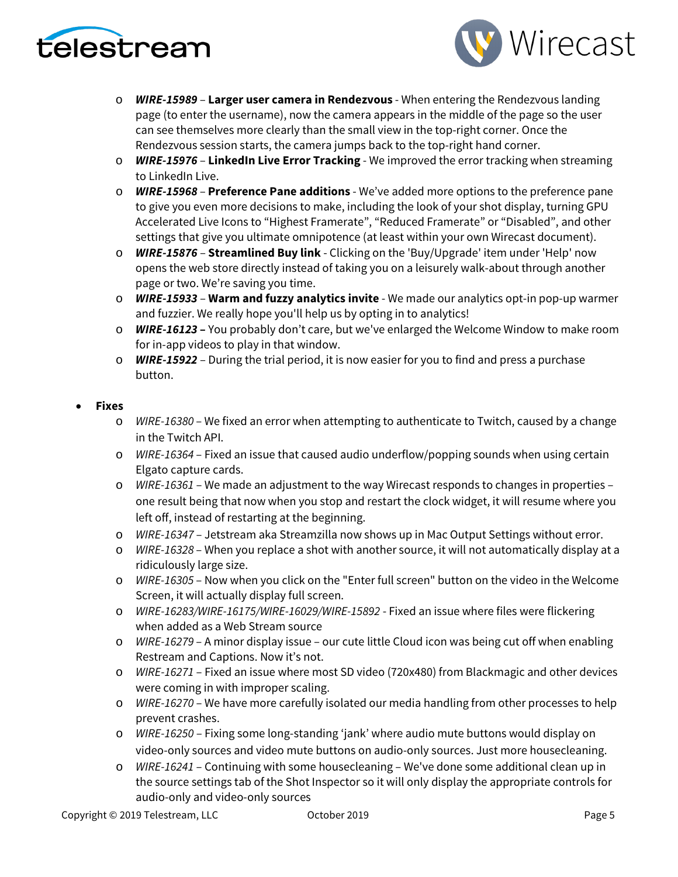- ***WIRE-15989*** – **Larger user camera in Rendezvous** - When entering the Rendezvous landing page (to enter the username), now the camera appears in the middle of the page so the user can see themselves more clearly than the small view in the top-right corner. Once the Rendezvous session starts, the camera jumps back to the top-right hand corner.
- ***WIRE-15976*** – **LinkedIn Live Error Tracking** - We improved the error tracking when streaming to LinkedIn Live.
- ***WIRE-15968*** – **Preference Pane additions** - We've added more options to the preference pane to give you even more decisions to make, including the look of your shot display, turning GPU Accelerated Live Icons to "Highest Framerate", "Reduced Framerate" or "Disabled", and other settings that give you ultimate omnipotence (at least within your own Wirecast document).
- ***WIRE-15876*** – **Streamlined Buy link** - Clicking on the 'Buy/Upgrade' item under 'Help' now opens the web store directly instead of taking you on a leisurely walk-about through another page or two. We're saving you time.
- ***WIRE-15933*** – **Warm and fuzzy analytics invite** - We made our analytics opt-in pop-up warmer and fuzzier. We really hope you'll help us by opting in to analytics!
- ***WIRE-16123*** **–** You probably don't care, but we've enlarged the Welcome Window to make room for in-app videos to play in that window.
- ***WIRE-15922*** – During the trial period, it is now easier for you to find and press a purchase button.

- **Fixes**
  - *WIRE-16380* – We fixed an error when attempting to authenticate to Twitch, caused by a change in the Twitch API.
  - *WIRE-16364* – Fixed an issue that caused audio underflow/popping sounds when using certain Elgato capture cards.
  - *WIRE-16361* – We made an adjustment to the way Wirecast responds to changes in properties – one result being that now when you stop and restart the clock widget, it will resume where you left off, instead of restarting at the beginning.
  - *WIRE-16347* – Jetstream aka Streamzilla now shows up in Mac Output Settings without error.
  - *WIRE-16328* – When you replace a shot with another source, it will not automatically display at a ridiculously large size.
  - *WIRE-16305* – Now when you click on the "Enter full screen" button on the video in the Welcome Screen, it will actually display full screen.
  - *WIRE-16283/WIRE-16175/WIRE-16029/WIRE-15892* - Fixed an issue where files were flickering when added as a Web Stream source
  - *WIRE-16279* – A minor display issue – our cute little Cloud icon was being cut off when enabling Restream and Captions. Now it's not.
  - *WIRE-16271* – Fixed an issue where most SD video (720x480) from Blackmagic and other devices were coming in with improper scaling.
  - *WIRE-16270* – We have more carefully isolated our media handling from other processes to help prevent crashes.
  - *WIRE-16250* – Fixing some long-standing 'jank' where audio mute buttons would display on video-only sources and video mute buttons on audio-only sources. Just more housecleaning.
  - *WIRE-16241* – Continuing with some housecleaning – We've done some additional clean up in the source settings tab of the Shot Inspector so it will only display the appropriate controls for audio-only and video-only sources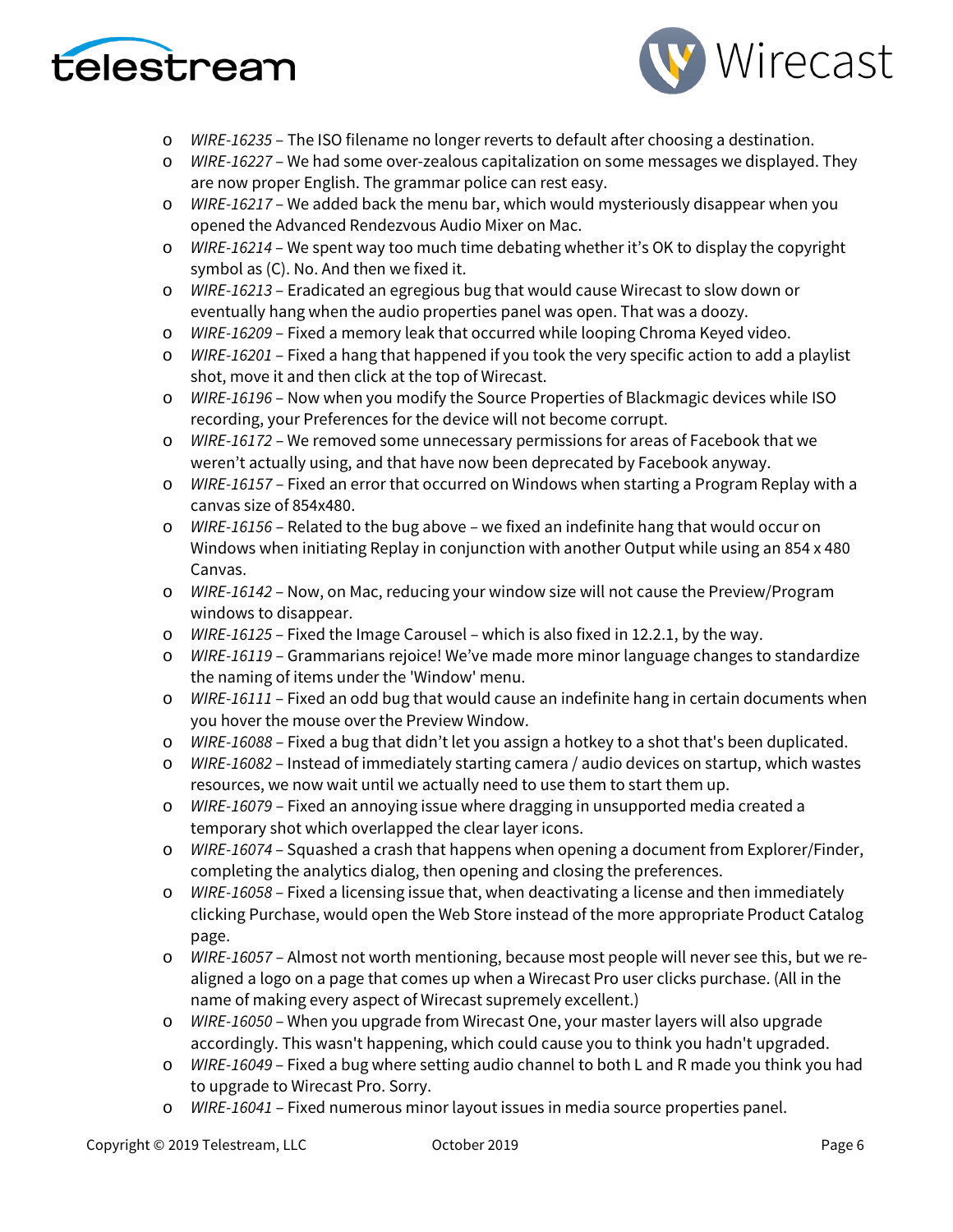- *WIRE-16235* – The ISO filename no longer reverts to default after choosing a destination.
- *WIRE-16227* – We had some over-zealous capitalization on some messages we displayed. They are now proper English. The grammar police can rest easy.
- *WIRE-16217* – We added back the menu bar, which would mysteriously disappear when you opened the Advanced Rendezvous Audio Mixer on Mac.
- *WIRE-16214* – We spent way too much time debating whether it's OK to display the copyright symbol as (C). No. And then we fixed it.
- *WIRE-16213* – Eradicated an egregious bug that would cause Wirecast to slow down or eventually hang when the audio properties panel was open. That was a doozy.
- *WIRE-16209* – Fixed a memory leak that occurred while looping Chroma Keyed video.
- *WIRE-16201* – Fixed a hang that happened if you took the very specific action to add a playlist shot, move it and then click at the top of Wirecast.
- *WIRE-16196* – Now when you modify the Source Properties of Blackmagic devices while ISO recording, your Preferences for the device will not become corrupt.
- *WIRE-16172* – We removed some unnecessary permissions for areas of Facebook that we weren't actually using, and that have now been deprecated by Facebook anyway.
- *WIRE-16157* – Fixed an error that occurred on Windows when starting a Program Replay with a canvas size of 854x480.
- *WIRE-16156* – Related to the bug above – we fixed an indefinite hang that would occur on Windows when initiating Replay in conjunction with another Output while using an 854 x 480 Canvas.
- *WIRE-16142* – Now, on Mac, reducing your window size will not cause the Preview/Program windows to disappear.
- *WIRE-16125* – Fixed the Image Carousel – which is also fixed in 12.2.1, by the way.
- *WIRE-16119* – Grammarians rejoice! We've made more minor language changes to standardize the naming of items under the 'Window' menu.
- *WIRE-16111* – Fixed an odd bug that would cause an indefinite hang in certain documents when you hover the mouse over the Preview Window.
- *WIRE-16088* – Fixed a bug that didn't let you assign a hotkey to a shot that's been duplicated.
- *WIRE-16082* – Instead of immediately starting camera / audio devices on startup, which wastes resources, we now wait until we actually need to use them to start them up.
- *WIRE-16079* – Fixed an annoying issue where dragging in unsupported media created a temporary shot which overlapped the clear layer icons.
- *WIRE-16074* – Squashed a crash that happens when opening a document from Explorer/Finder, completing the analytics dialog, then opening and closing the preferences.
- *WIRE-16058* – Fixed a licensing issue that, when deactivating a license and then immediately clicking Purchase, would open the Web Store instead of the more appropriate Product Catalog page.
- *WIRE-16057* – Almost not worth mentioning, because most people will never see this, but we re-aligned a logo on a page that comes up when a Wirecast Pro user clicks purchase. (All in the name of making every aspect of Wirecast supremely excellent.)
- *WIRE-16050* – When you upgrade from Wirecast One, your master layers will also upgrade accordingly. This wasn't happening, which could cause you to think you hadn't upgraded.
- *WIRE-16049* – Fixed a bug where setting audio channel to both L and R made you think you had to upgrade to Wirecast Pro. Sorry.
- *WIRE-16041* – Fixed numerous minor layout issues in media source properties panel.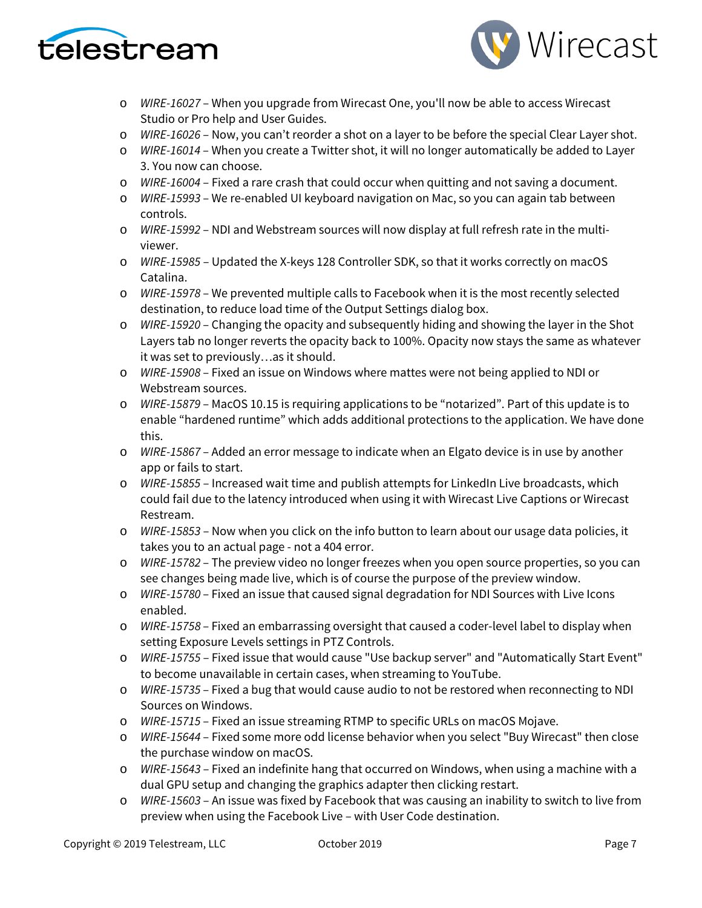- *WIRE-16027* – When you upgrade from Wirecast One, you'll now be able to access Wirecast Studio or Pro help and User Guides.
- *WIRE-16026* – Now, you can't reorder a shot on a layer to be before the special Clear Layer shot.
- *WIRE-16014* – When you create a Twitter shot, it will no longer automatically be added to Layer 3. You now can choose.
- *WIRE-16004* – Fixed a rare crash that could occur when quitting and not saving a document.
- *WIRE-15993* – We re-enabled UI keyboard navigation on Mac, so you can again tab between controls.
- *WIRE-15992* – NDI and Webstream sources will now display at full refresh rate in the multi-viewer.
- *WIRE-15985* – Updated the X-keys 128 Controller SDK, so that it works correctly on macOS Catalina.
- *WIRE-15978* – We prevented multiple calls to Facebook when it is the most recently selected destination, to reduce load time of the Output Settings dialog box.
- *WIRE-15920* – Changing the opacity and subsequently hiding and showing the layer in the Shot Layers tab no longer reverts the opacity back to 100%. Opacity now stays the same as whatever it was set to previously…as it should.
- *WIRE-15908* – Fixed an issue on Windows where mattes were not being applied to NDI or Webstream sources.
- *WIRE-15879* – MacOS 10.15 is requiring applications to be "notarized". Part of this update is to enable "hardened runtime" which adds additional protections to the application. We have done this.
- *WIRE-15867* – Added an error message to indicate when an Elgato device is in use by another app or fails to start.
- *WIRE-15855* – Increased wait time and publish attempts for LinkedIn Live broadcasts, which could fail due to the latency introduced when using it with Wirecast Live Captions or Wirecast Restream.
- *WIRE-15853* – Now when you click on the info button to learn about our usage data policies, it takes you to an actual page - not a 404 error.
- *WIRE-15782* – The preview video no longer freezes when you open source properties, so you can see changes being made live, which is of course the purpose of the preview window.
- *WIRE-15780* – Fixed an issue that caused signal degradation for NDI Sources with Live Icons enabled.
- *WIRE-15758* – Fixed an embarrassing oversight that caused a coder-level label to display when setting Exposure Levels settings in PTZ Controls.
- *WIRE-15755* – Fixed issue that would cause "Use backup server" and "Automatically Start Event" to become unavailable in certain cases, when streaming to YouTube.
- *WIRE-15735* – Fixed a bug that would cause audio to not be restored when reconnecting to NDI Sources on Windows.
- *WIRE-15715* – Fixed an issue streaming RTMP to specific URLs on macOS Mojave.
- *WIRE-15644* – Fixed some more odd license behavior when you select "Buy Wirecast" then close the purchase window on macOS.
- *WIRE-15643* – Fixed an indefinite hang that occurred on Windows, when using a machine with a dual GPU setup and changing the graphics adapter then clicking restart.
- *WIRE-15603* – An issue was fixed by Facebook that was causing an inability to switch to live from preview when using the Facebook Live – with User Code destination.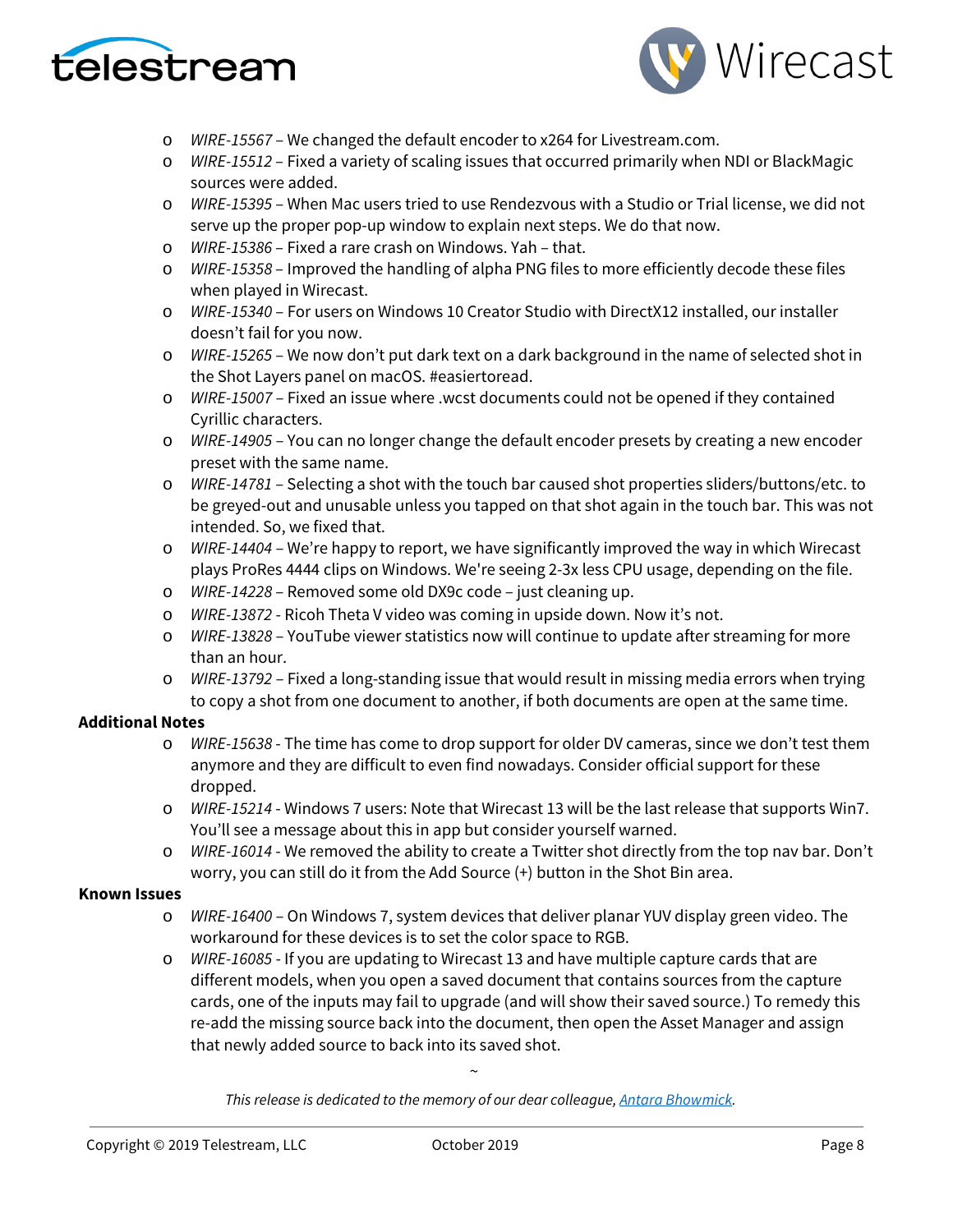- *WIRE-15567* – We changed the default encoder to x264 for Livestream.com.
- *WIRE-15512* – Fixed a variety of scaling issues that occurred primarily when NDI or BlackMagic sources were added.
- *WIRE-15395* – When Mac users tried to use Rendezvous with a Studio or Trial license, we did not serve up the proper pop-up window to explain next steps. We do that now.
- *WIRE-15386* – Fixed a rare crash on Windows. Yah – that.
- *WIRE-15358* – Improved the handling of alpha PNG files to more efficiently decode these files when played in Wirecast.
- *WIRE-15340* – For users on Windows 10 Creator Studio with DirectX12 installed, our installer doesn't fail for you now.
- *WIRE-15265* – We now don't put dark text on a dark background in the name of selected shot in the Shot Layers panel on macOS. #easiertoread.
- *WIRE-15007* – Fixed an issue where .wcst documents could not be opened if they contained Cyrillic characters.
- *WIRE-14905* – You can no longer change the default encoder presets by creating a new encoder preset with the same name.
- *WIRE-14781* – Selecting a shot with the touch bar caused shot properties sliders/buttons/etc. to be greyed-out and unusable unless you tapped on that shot again in the touch bar. This was not intended. So, we fixed that.
- *WIRE-14404* – We're happy to report, we have significantly improved the way in which Wirecast plays ProRes 4444 clips on Windows. We're seeing 2-3x less CPU usage, depending on the file.
- *WIRE-14228* – Removed some old DX9c code – just cleaning up.
- *WIRE-13872* - Ricoh Theta V video was coming in upside down. Now it's not.
- *WIRE-13828* – YouTube viewer statistics now will continue to update after streaming for more than an hour.
- *WIRE-13792* – Fixed a long-standing issue that would result in missing media errors when trying to copy a shot from one document to another, if both documents are open at the same time.

**Additional Notes**

- *WIRE-15638* - The time has come to drop support for older DV cameras, since we don't test them anymore and they are difficult to even find nowadays. Consider official support for these dropped.
- *WIRE-15214* - Windows 7 users: Note that Wirecast 13 will be the last release that supports Win7. You'll see a message about this in app but consider yourself warned.
- *WIRE-16014* - We removed the ability to create a Twitter shot directly from the top nav bar. Don't worry, you can still do it from the Add Source (+) button in the Shot Bin area.

**Known Issues**

- *WIRE-16400* – On Windows 7, system devices that deliver planar YUV display green video. The workaround for these devices is to set the color space to RGB.
- *WIRE-16085* - If you are updating to Wirecast 13 and have multiple capture cards that are different models, when you open a saved document that contains sources from the capture cards, one of the inputs may fail to upgrade (and will show their saved source.) To remedy this re-add the missing source back into the document, then open the Asset Manager and assign that newly added source to back into its saved shot.

~

*This release is dedicated to the memory of our dear colleague, [Antara Bhowmick](#).*